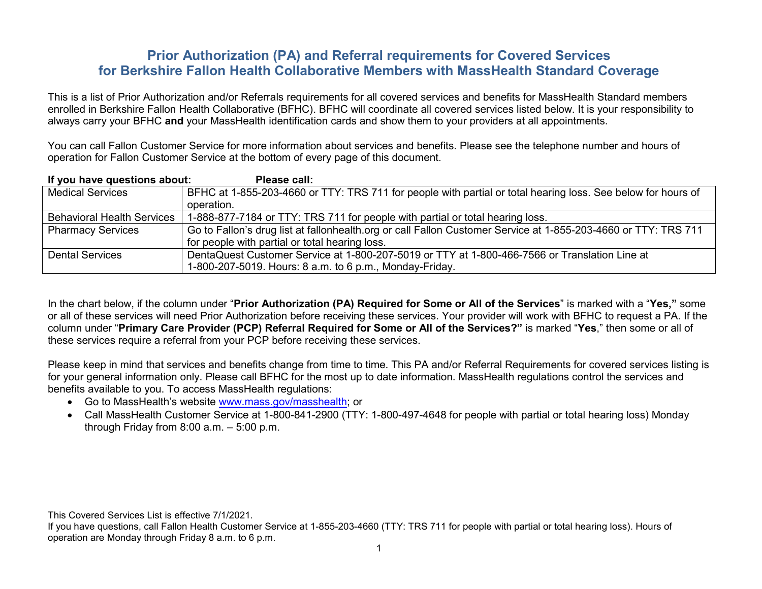# Prior Authorization (PA) and Referral requirements for Covered Services for Berkshire Fallon Health Collaborative Members with MassHealth Standard Coverage

This is a list of Prior Authorization and/or Referrals requirements for all covered services and benefits for MassHealth Standard members enrolled in Berkshire Fallon Health Collaborative (BFHC). BFHC will coordinate all covered services listed below. It is your responsibility to always carry your BFHC **and** your MassHealth identification cards and show them to your providers at all appointments.

You can call Fallon Customer Service for more information about services and benefits. Please see the telephone number and hours of operation for Fallon Customer Service at the bottom of every page of this document.

| **If you have questions about:** | **Please call:** |
|---|---|
| Medical Services | BFHC at 1-855-203-4660 or TTY: TRS 711 for people with partial or total hearing loss. See below for hours of operation. |
| Behavioral Health Services | 1-888-877-7184 or TTY: TRS 711 for people with partial or total hearing loss. |
| Pharmacy Services | Go to Fallon's drug list at fallonhealth.org or call Fallon Customer Service at 1-855-203-4660 or TTY: TRS 711 for people with partial or total hearing loss. |
| Dental Services | DentaQuest Customer Service at 1-800-207-5019 or TTY at 1-800-466-7566 or Translation Line at 1-800-207-5019. Hours: 8 a.m. to 6 p.m., Monday-Friday. |

In the chart below, if the column under "**Prior Authorization (PA) Required for Some or All of the Services**" is marked with a "**Yes,"** some or all of these services will need Prior Authorization before receiving these services. Your provider will work with BFHC to request a PA. If the column under "**Primary Care Provider (PCP) Referral Required for Some or All of the Services?"** is marked "**Yes**," then some or all of these services require a referral from your PCP before receiving these services.

Please keep in mind that services and benefits change from time to time. This PA and/or Referral Requirements for covered services listing is for your general information only. Please call BFHC for the most up to date information. MassHealth regulations control the services and benefits available to you. To access MassHealth regulations:

- Go to MassHealth's website www.mass.gov/masshealth; or
- Call MassHealth Customer Service at 1-800-841-2900 (TTY: 1-800-497-4648 for people with partial or total hearing loss) Monday through Friday from 8:00 a.m. – 5:00 p.m.

This Covered Services List is effective 7/1/2021.

If you have questions, call Fallon Health Customer Service at 1-855-203-4660 (TTY: TRS 711 for people with partial or total hearing loss). Hours of operation are Monday through Friday 8 a.m. to 6 p.m.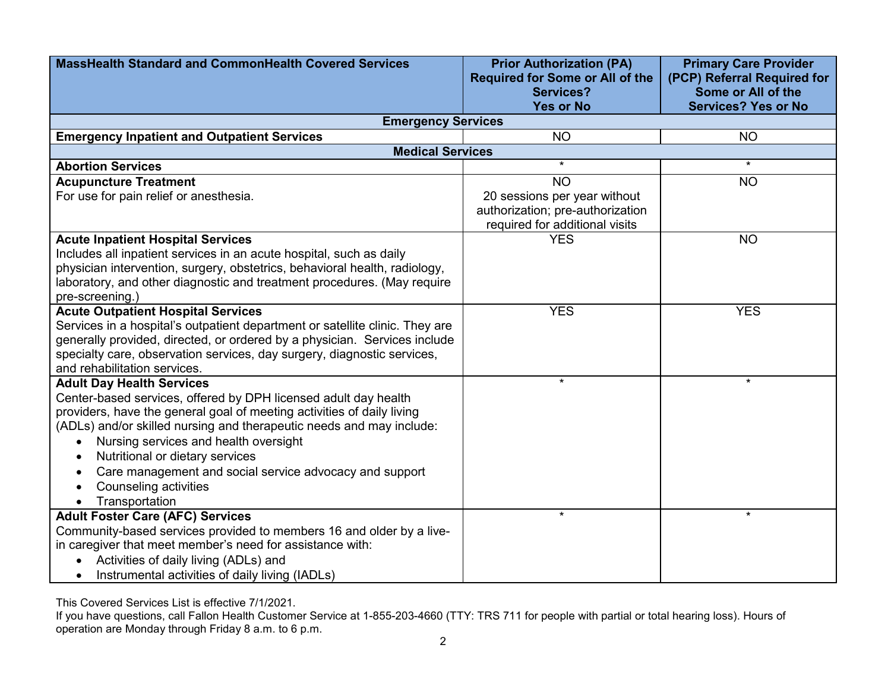| MassHealth Standard and CommonHealth Covered Services | Prior Authorization (PA) Required for Some or All of the Services? Yes or No | Primary Care Provider (PCP) Referral Required for Some or All of the Services? Yes or No |
|---|---|---|
| **Emergency Services** | | |
| **Emergency Inpatient and Outpatient Services** | NO | NO |
| **Medical Services** | | |
| **Abortion Services** | * | * |
| **Acupuncture Treatment**<br>For use for pain relief or anesthesia. | NO<br>20 sessions per year without authorization; pre-authorization required for additional visits | NO |
| **Acute Inpatient Hospital Services**<br>Includes all inpatient services in an acute hospital, such as daily physician intervention, surgery, obstetrics, behavioral health, radiology, laboratory, and other diagnostic and treatment procedures. (May require pre-screening.) | YES | NO |
| **Acute Outpatient Hospital Services**<br>Services in a hospital's outpatient department or satellite clinic. They are generally provided, directed, or ordered by a physician. Services include specialty care, observation services, day surgery, diagnostic services, and rehabilitation services. | YES | YES |
| **Adult Day Health Services**<br>Center-based services, offered by DPH licensed adult day health providers, have the general goal of meeting activities of daily living (ADLs) and/or skilled nursing and therapeutic needs and may include:<br>• Nursing services and health oversight<br>• Nutritional or dietary services<br>• Care management and social service advocacy and support<br>• Counseling activities<br>• Transportation | * | * |
| **Adult Foster Care (AFC) Services**<br>Community-based services provided to members 16 and older by a live-in caregiver that meet member's need for assistance with:<br>• Activities of daily living (ADLs) and<br>• Instrumental activities of daily living (IADLs) | * | * |

This Covered Services List is effective 7/1/2021.
If you have questions, call Fallon Health Customer Service at 1-855-203-4660 (TTY: TRS 711 for people with partial or total hearing loss). Hours of operation are Monday through Friday 8 a.m. to 6 p.m.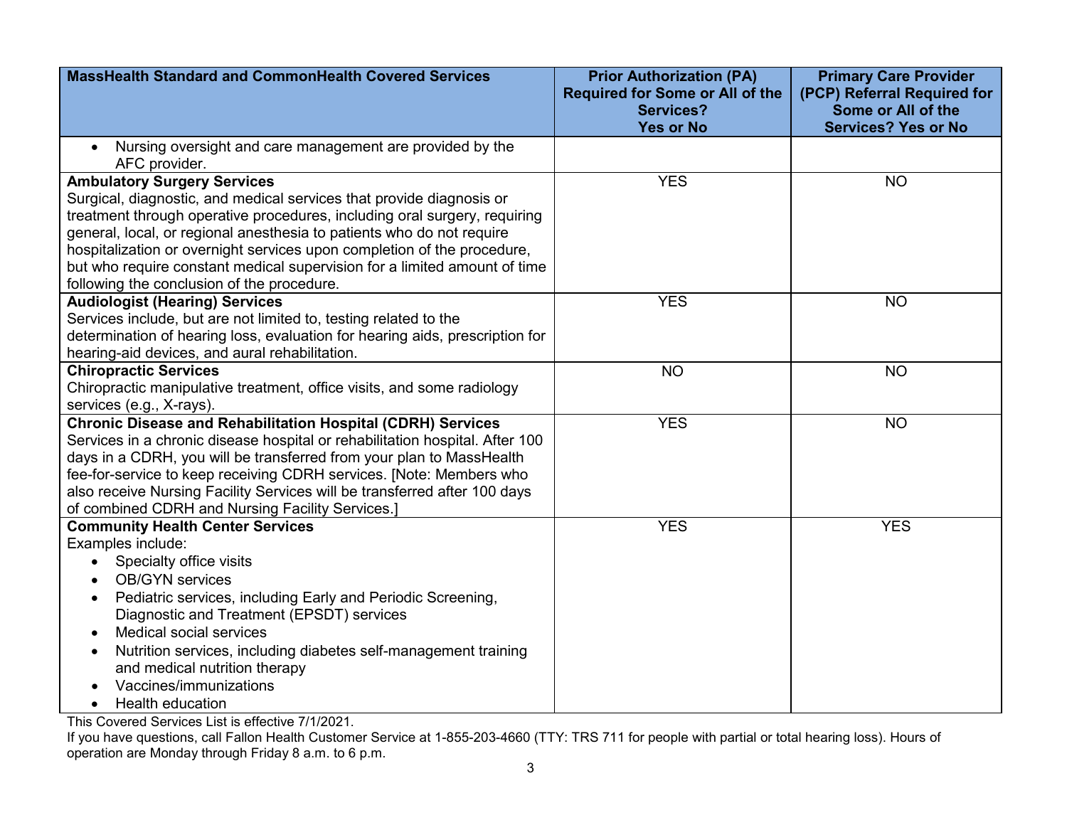| MassHealth Standard and CommonHealth Covered Services | Prior Authorization (PA) Required for Some or All of the Services? Yes or No | Primary Care Provider (PCP) Referral Required for Some or All of the Services? Yes or No |
|---|---|---|
| • Nursing oversight and care management are provided by the AFC provider. | | |
| **Ambulatory Surgery Services**<br>Surgical, diagnostic, and medical services that provide diagnosis or treatment through operative procedures, including oral surgery, requiring general, local, or regional anesthesia to patients who do not require hospitalization or overnight services upon completion of the procedure, but who require constant medical supervision for a limited amount of time following the conclusion of the procedure. | YES | NO |
| **Audiologist (Hearing) Services**<br>Services include, but are not limited to, testing related to the determination of hearing loss, evaluation for hearing aids, prescription for hearing-aid devices, and aural rehabilitation. | YES | NO |
| **Chiropractic Services**<br>Chiropractic manipulative treatment, office visits, and some radiology services (e.g., X-rays). | NO | NO |
| **Chronic Disease and Rehabilitation Hospital (CDRH) Services**<br>Services in a chronic disease hospital or rehabilitation hospital. After 100 days in a CDRH, you will be transferred from your plan to MassHealth fee-for-service to keep receiving CDRH services. [Note: Members who also receive Nursing Facility Services will be transferred after 100 days of combined CDRH and Nursing Facility Services.] | YES | NO |
| **Community Health Center Services**<br>Examples include:<br>• Specialty office visits<br>• OB/GYN services<br>• Pediatric services, including Early and Periodic Screening, Diagnostic and Treatment (EPSDT) services<br>• Medical social services<br>• Nutrition services, including diabetes self-management training and medical nutrition therapy<br>• Vaccines/immunizations<br>• Health education | YES | YES |

This Covered Services List is effective 7/1/2021.

If you have questions, call Fallon Health Customer Service at 1-855-203-4660 (TTY: TRS 711 for people with partial or total hearing loss). Hours of operation are Monday through Friday 8 a.m. to 6 p.m.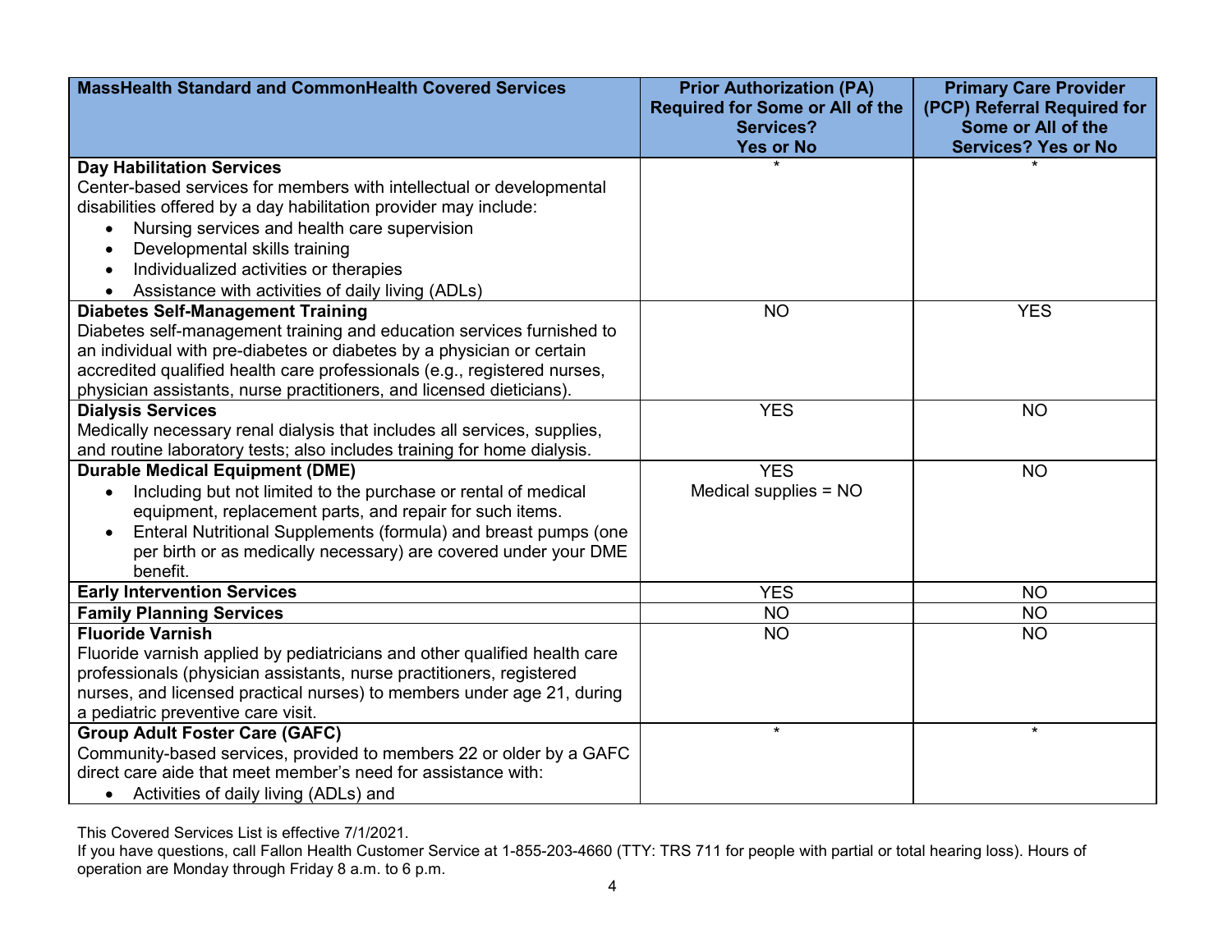| MassHealth Standard and CommonHealth Covered Services | Prior Authorization (PA) Required for Some or All of the Services? Yes or No | Primary Care Provider (PCP) Referral Required for Some or All of the Services? Yes or No |
|---|---|---|
| **Day Habilitation Services**<br>Center-based services for members with intellectual or developmental disabilities offered by a day habilitation provider may include:<br>• Nursing services and health care supervision<br>• Developmental skills training<br>• Individualized activities or therapies<br>• Assistance with activities of daily living (ADLs) | * | * |
| **Diabetes Self-Management Training**<br>Diabetes self-management training and education services furnished to an individual with pre-diabetes or diabetes by a physician or certain accredited qualified health care professionals (e.g., registered nurses, physician assistants, nurse practitioners, and licensed dieticians). | NO | YES |
| **Dialysis Services**<br>Medically necessary renal dialysis that includes all services, supplies, and routine laboratory tests; also includes training for home dialysis. | YES | NO |
| **Durable Medical Equipment (DME)**<br>• Including but not limited to the purchase or rental of medical equipment, replacement parts, and repair for such items.<br>• Enteral Nutritional Supplements (formula) and breast pumps (one per birth or as medically necessary) are covered under your DME benefit. | YES<br>Medical supplies = NO | NO |
| **Early Intervention Services** | YES | NO |
| **Family Planning Services** | NO | NO |
| **Fluoride Varnish**<br>Fluoride varnish applied by pediatricians and other qualified health care professionals (physician assistants, nurse practitioners, registered nurses, and licensed practical nurses) to members under age 21, during a pediatric preventive care visit. | NO | NO |
| **Group Adult Foster Care (GAFC)**<br>Community-based services, provided to members 22 or older by a GAFC direct care aide that meet member's need for assistance with:<br>• Activities of daily living (ADLs) and | * | * |

This Covered Services List is effective 7/1/2021.

If you have questions, call Fallon Health Customer Service at 1-855-203-4660 (TTY: TRS 711 for people with partial or total hearing loss). Hours of operation are Monday through Friday 8 a.m. to 6 p.m.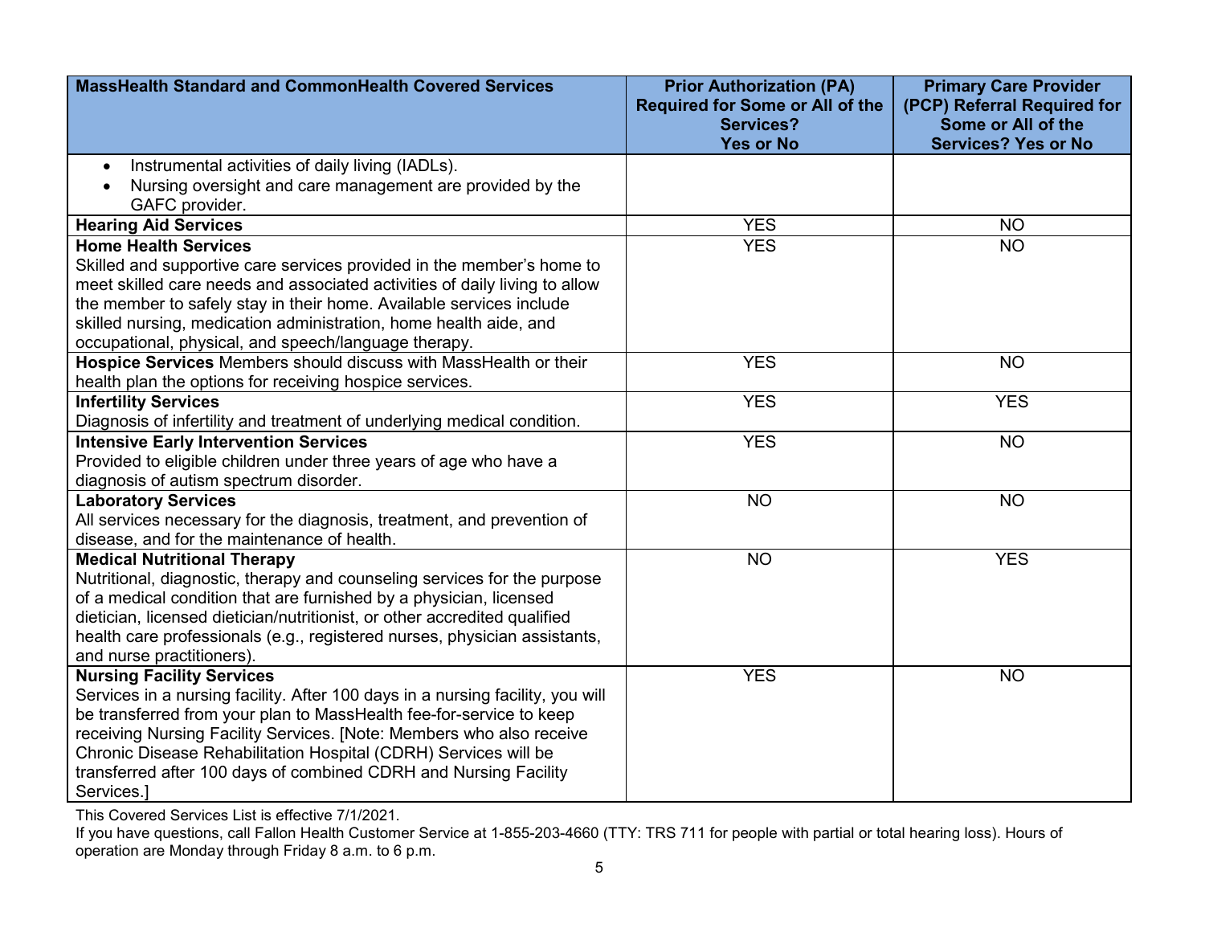| MassHealth Standard and CommonHealth Covered Services | Prior Authorization (PA) Required for Some or All of the Services? Yes or No | Primary Care Provider (PCP) Referral Required for Some or All of the Services? Yes or No |
|---|---|---|
| • Instrumental activities of daily living (IADLs).<br>• Nursing oversight and care management are provided by the GAFC provider. | | |
| **Hearing Aid Services** | YES | NO |
| **Home Health Services**<br>Skilled and supportive care services provided in the member's home to meet skilled care needs and associated activities of daily living to allow the member to safely stay in their home. Available services include skilled nursing, medication administration, home health aide, and occupational, physical, and speech/language therapy. | YES | NO |
| **Hospice Services** Members should discuss with MassHealth or their health plan the options for receiving hospice services. | YES | NO |
| **Infertility Services**<br>Diagnosis of infertility and treatment of underlying medical condition. | YES | YES |
| **Intensive Early Intervention Services**<br>Provided to eligible children under three years of age who have a diagnosis of autism spectrum disorder. | YES | NO |
| **Laboratory Services**<br>All services necessary for the diagnosis, treatment, and prevention of disease, and for the maintenance of health. | NO | NO |
| **Medical Nutritional Therapy**<br>Nutritional, diagnostic, therapy and counseling services for the purpose of a medical condition that are furnished by a physician, licensed dietician, licensed dietician/nutritionist, or other accredited qualified health care professionals (e.g., registered nurses, physician assistants, and nurse practitioners). | NO | YES |
| **Nursing Facility Services**<br>Services in a nursing facility. After 100 days in a nursing facility, you will be transferred from your plan to MassHealth fee-for-service to keep receiving Nursing Facility Services. [Note: Members who also receive Chronic Disease Rehabilitation Hospital (CDRH) Services will be transferred after 100 days of combined CDRH and Nursing Facility Services.] | YES | NO |

This Covered Services List is effective 7/1/2021.

If you have questions, call Fallon Health Customer Service at 1-855-203-4660 (TTY: TRS 711 for people with partial or total hearing loss). Hours of operation are Monday through Friday 8 a.m. to 6 p.m.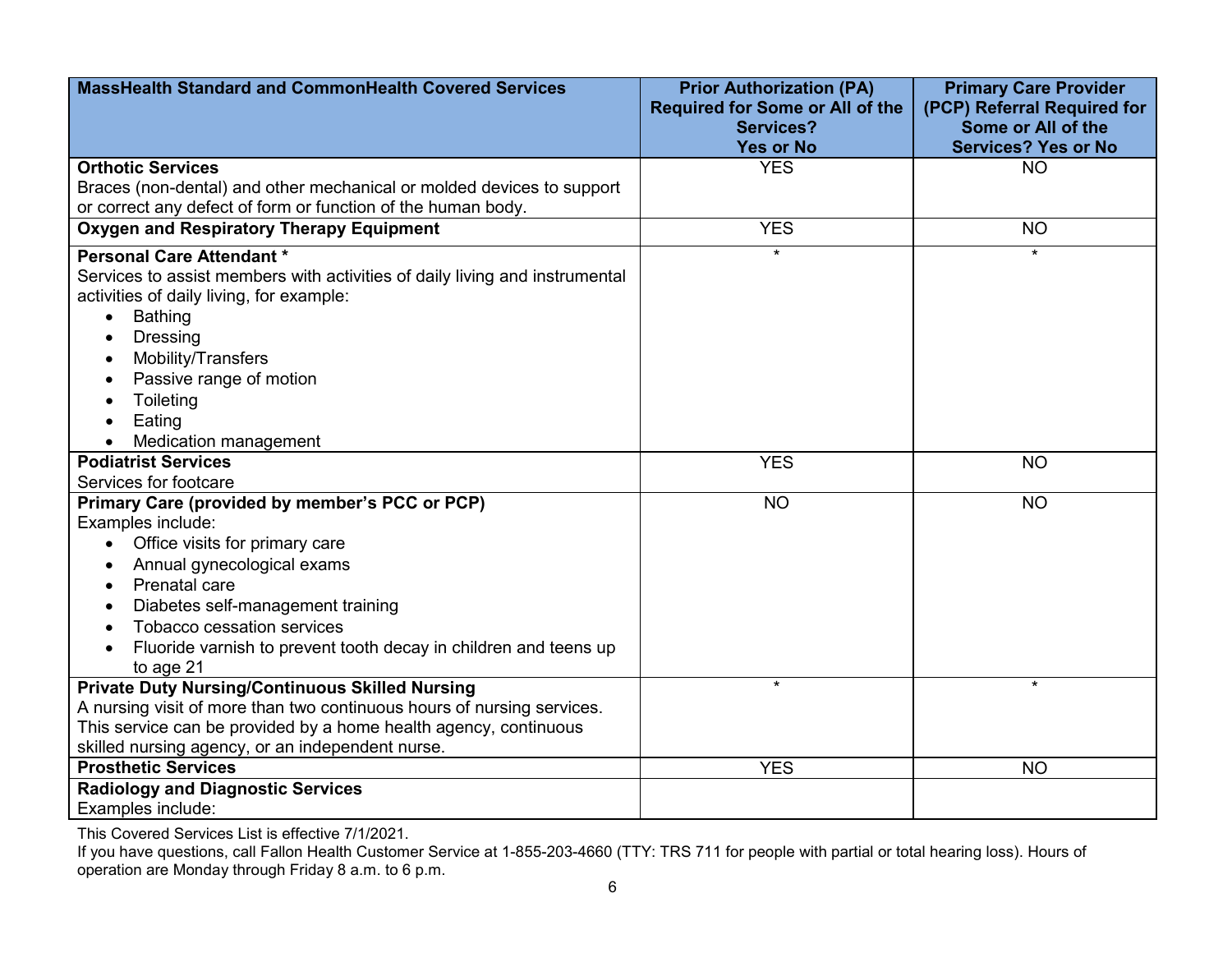| MassHealth Standard and CommonHealth Covered Services | Prior Authorization (PA) Required for Some or All of the Services? Yes or No | Primary Care Provider (PCP) Referral Required for Some or All of the Services? Yes or No |
|---|---|---|
| **Orthotic Services**<br>Braces (non-dental) and other mechanical or molded devices to support or correct any defect of form or function of the human body. | YES | NO |
| **Oxygen and Respiratory Therapy Equipment** | YES | NO |
| **Personal Care Attendant ***<br>Services to assist members with activities of daily living and instrumental activities of daily living, for example:<br>• Bathing<br>• Dressing<br>• Mobility/Transfers<br>• Passive range of motion<br>• Toileting<br>• Eating<br>• Medication management | * | * |
| **Podiatrist Services**<br>Services for footcare | YES | NO |
| **Primary Care (provided by member's PCC or PCP)**<br>Examples include:<br>• Office visits for primary care<br>• Annual gynecological exams<br>• Prenatal care<br>• Diabetes self-management training<br>• Tobacco cessation services<br>• Fluoride varnish to prevent tooth decay in children and teens up to age 21 | NO | NO |
| **Private Duty Nursing/Continuous Skilled Nursing**<br>A nursing visit of more than two continuous hours of nursing services. This service can be provided by a home health agency, continuous skilled nursing agency, or an independent nurse. | * | * |
| **Prosthetic Services** | YES | NO |
| **Radiology and Diagnostic Services**<br>Examples include: | | |

This Covered Services List is effective 7/1/2021.

If you have questions, call Fallon Health Customer Service at 1-855-203-4660 (TTY: TRS 711 for people with partial or total hearing loss). Hours of operation are Monday through Friday 8 a.m. to 6 p.m.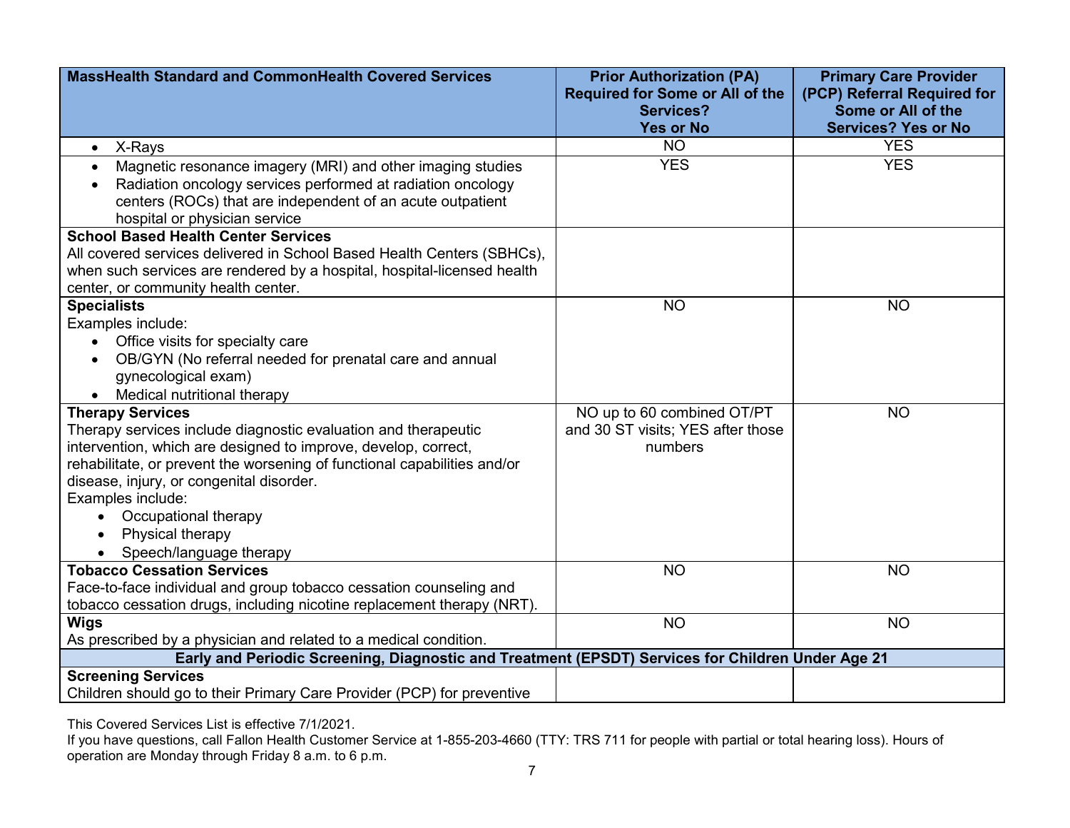| MassHealth Standard and CommonHealth Covered Services | Prior Authorization (PA) Required for Some or All of the Services? Yes or No | Primary Care Provider (PCP) Referral Required for Some or All of the Services? Yes or No |
|---|---|---|
| • X-Rays | NO | YES |
| • Magnetic resonance imagery (MRI) and other imaging studies<br>• Radiation oncology services performed at radiation oncology centers (ROCs) that are independent of an acute outpatient hospital or physician service | YES | YES |
| **School Based Health Center Services**<br>All covered services delivered in School Based Health Centers (SBHCs), when such services are rendered by a hospital, hospital-licensed health center, or community health center. | | |
| **Specialists**<br>Examples include:<br>• Office visits for specialty care<br>• OB/GYN (No referral needed for prenatal care and annual gynecological exam)<br>• Medical nutritional therapy | NO | NO |
| **Therapy Services**<br>Therapy services include diagnostic evaluation and therapeutic intervention, which are designed to improve, develop, correct, rehabilitate, or prevent the worsening of functional capabilities and/or disease, injury, or congenital disorder.<br>Examples include:<br>• Occupational therapy<br>• Physical therapy<br>• Speech/language therapy | NO up to 60 combined OT/PT and 30 ST visits; YES after those numbers | NO |
| **Tobacco Cessation Services**<br>Face-to-face individual and group tobacco cessation counseling and tobacco cessation drugs, including nicotine replacement therapy (NRT). | NO | NO |
| **Wigs**<br>As prescribed by a physician and related to a medical condition. | NO | NO |
| **Early and Periodic Screening, Diagnostic and Treatment (EPSDT) Services for Children Under Age 21** | | |
| **Screening Services**<br>Children should go to their Primary Care Provider (PCP) for preventive | | |

This Covered Services List is effective 7/1/2021.
If you have questions, call Fallon Health Customer Service at 1-855-203-4660 (TTY: TRS 711 for people with partial or total hearing loss). Hours of operation are Monday through Friday 8 a.m. to 6 p.m.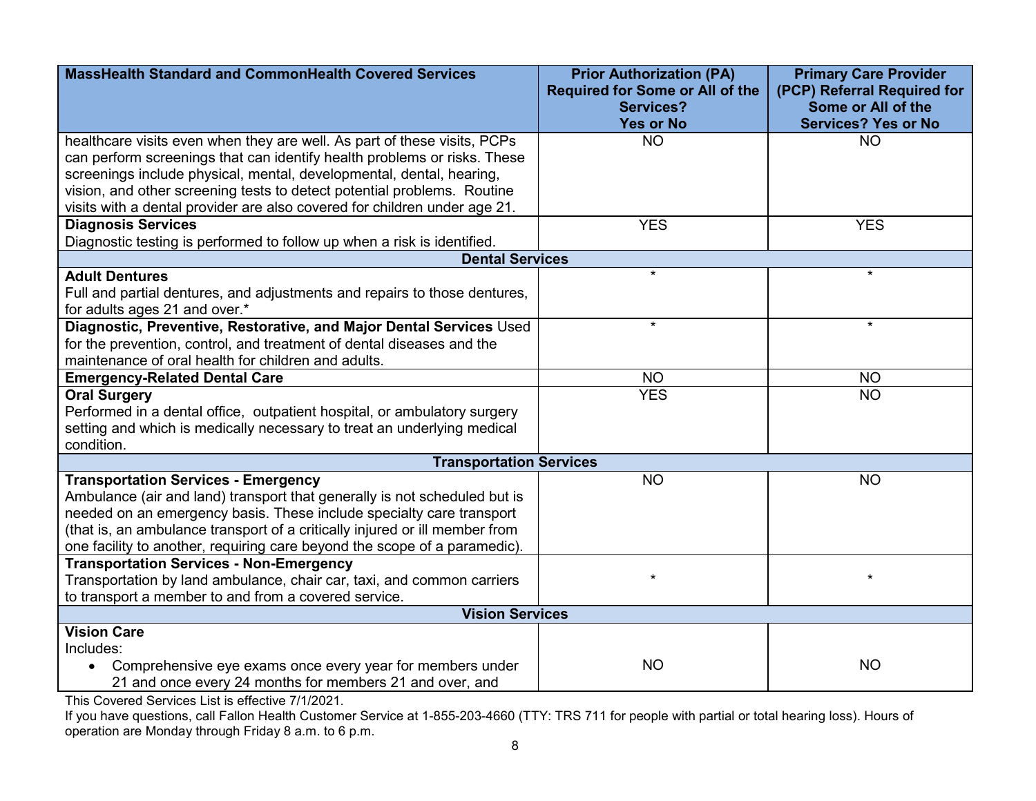| MassHealth Standard and CommonHealth Covered Services | Prior Authorization (PA) Required for Some or All of the Services? Yes or No | Primary Care Provider (PCP) Referral Required for Some or All of the Services? Yes or No |
|---|---|---|
| healthcare visits even when they are well. As part of these visits, PCPs can perform screenings that can identify health problems or risks. These screenings include physical, mental, developmental, dental, hearing, vision, and other screening tests to detect potential problems. Routine visits with a dental provider are also covered for children under age 21. | NO | NO |
| **Diagnosis Services**<br>Diagnostic testing is performed to follow up when a risk is identified. | YES | YES |
| **Dental Services** | | |
| **Adult Dentures**<br>Full and partial dentures, and adjustments and repairs to those dentures, for adults ages 21 and over.* | * | * |
| **Diagnostic, Preventive, Restorative, and Major Dental Services** Used for the prevention, control, and treatment of dental diseases and the maintenance of oral health for children and adults. | * | * |
| **Emergency-Related Dental Care** | NO | NO |
| **Oral Surgery**<br>Performed in a dental office, outpatient hospital, or ambulatory surgery setting and which is medically necessary to treat an underlying medical condition. | YES | NO |
| **Transportation Services** | | |
| **Transportation Services - Emergency**<br>Ambulance (air and land) transport that generally is not scheduled but is needed on an emergency basis. These include specialty care transport (that is, an ambulance transport of a critically injured or ill member from one facility to another, requiring care beyond the scope of a paramedic). | NO | NO |
| **Transportation Services - Non-Emergency**<br>Transportation by land ambulance, chair car, taxi, and common carriers to transport a member to and from a covered service. | * | * |
| **Vision Services** | | |
| **Vision Care**<br>Includes:<br>• Comprehensive eye exams once every year for members under 21 and once every 24 months for members 21 and over, and | NO | NO |

This Covered Services List is effective 7/1/2021.

If you have questions, call Fallon Health Customer Service at 1-855-203-4660 (TTY: TRS 711 for people with partial or total hearing loss). Hours of operation are Monday through Friday 8 a.m. to 6 p.m.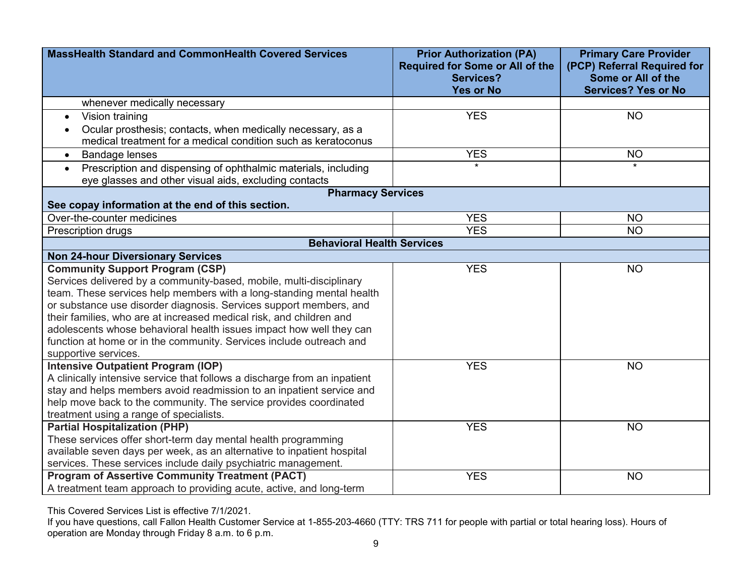| MassHealth Standard and CommonHealth Covered Services | Prior Authorization (PA) Required for Some or All of the Services? Yes or No | Primary Care Provider (PCP) Referral Required for Some or All of the Services? Yes or No |
|---|---|---|
| whenever medically necessary | | |
| • Vision training<br>• Ocular prosthesis; contacts, when medically necessary, as a medical treatment for a medical condition such as keratoconus | YES | NO |
| • Bandage lenses | YES | NO |
| • Prescription and dispensing of ophthalmic materials, including eye glasses and other visual aids, excluding contacts | * | * |
| **Pharmacy Services**<br>**See copay information at the end of this section.** | | |
| Over-the-counter medicines | YES | NO |
| Prescription drugs | YES | NO |
| **Behavioral Health Services** | | |
| **Non 24-hour Diversionary Services** | | |
| **Community Support Program (CSP)**<br>Services delivered by a community-based, mobile, multi-disciplinary team. These services help members with a long-standing mental health or substance use disorder diagnosis. Services support members, and their families, who are at increased medical risk, and children and adolescents whose behavioral health issues impact how well they can function at home or in the community. Services include outreach and supportive services. | YES | NO |
| **Intensive Outpatient Program (IOP)**<br>A clinically intensive service that follows a discharge from an inpatient stay and helps members avoid readmission to an inpatient service and help move back to the community. The service provides coordinated treatment using a range of specialists. | YES | NO |
| **Partial Hospitalization (PHP)**<br>These services offer short-term day mental health programming available seven days per week, as an alternative to inpatient hospital services. These services include daily psychiatric management. | YES | NO |
| **Program of Assertive Community Treatment (PACT)**<br>A treatment team approach to providing acute, active, and long-term | YES | NO |

This Covered Services List is effective 7/1/2021.
If you have questions, call Fallon Health Customer Service at 1-855-203-4660 (TTY: TRS 711 for people with partial or total hearing loss). Hours of operation are Monday through Friday 8 a.m. to 6 p.m.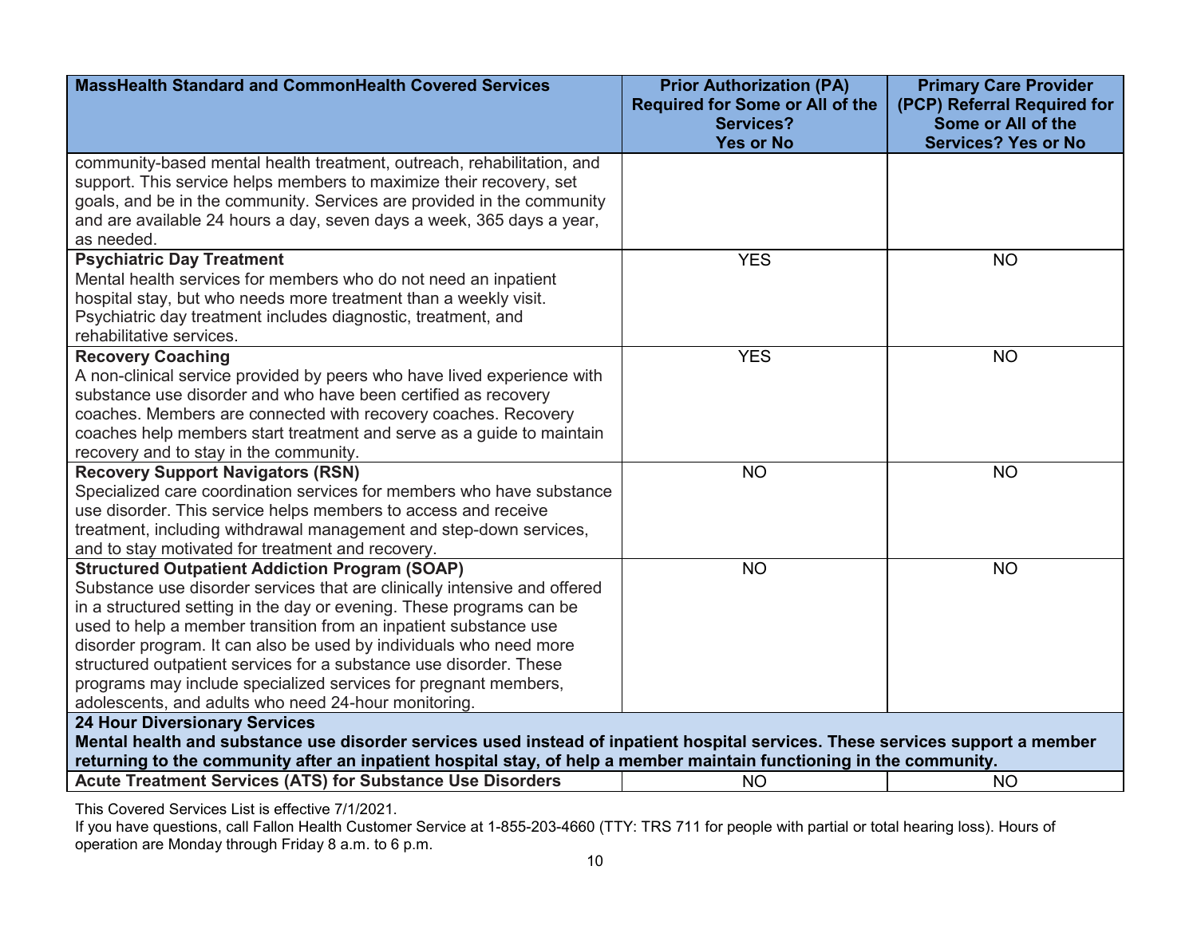| MassHealth Standard and CommonHealth Covered Services | Prior Authorization (PA) Required for Some or All of the Services? Yes or No | Primary Care Provider (PCP) Referral Required for Some or All of the Services? Yes or No |
|---|---|---|
| community-based mental health treatment, outreach, rehabilitation, and support. This service helps members to maximize their recovery, set goals, and be in the community. Services are provided in the community and are available 24 hours a day, seven days a week, 365 days a year, as needed. | | |
| **Psychiatric Day Treatment**<br>Mental health services for members who do not need an inpatient hospital stay, but who needs more treatment than a weekly visit. Psychiatric day treatment includes diagnostic, treatment, and rehabilitative services. | YES | NO |
| **Recovery Coaching**<br>A non-clinical service provided by peers who have lived experience with substance use disorder and who have been certified as recovery coaches. Members are connected with recovery coaches. Recovery coaches help members start treatment and serve as a guide to maintain recovery and to stay in the community. | YES | NO |
| **Recovery Support Navigators (RSN)**<br>Specialized care coordination services for members who have substance use disorder. This service helps members to access and receive treatment, including withdrawal management and step-down services, and to stay motivated for treatment and recovery. | NO | NO |
| **Structured Outpatient Addiction Program (SOAP)**<br>Substance use disorder services that are clinically intensive and offered in a structured setting in the day or evening. These programs can be used to help a member transition from an inpatient substance use disorder program. It can also be used by individuals who need more structured outpatient services for a substance use disorder. These programs may include specialized services for pregnant members, adolescents, and adults who need 24-hour monitoring. | NO | NO |
| **24 Hour Diversionary Services**<br>**Mental health and substance use disorder services used instead of inpatient hospital services. These services support a member returning to the community after an inpatient hospital stay, of help a member maintain functioning in the community.** | | |
| **Acute Treatment Services (ATS) for Substance Use Disorders** | NO | NO |

This Covered Services List is effective 7/1/2021.

If you have questions, call Fallon Health Customer Service at 1-855-203-4660 (TTY: TRS 711 for people with partial or total hearing loss). Hours of operation are Monday through Friday 8 a.m. to 6 p.m.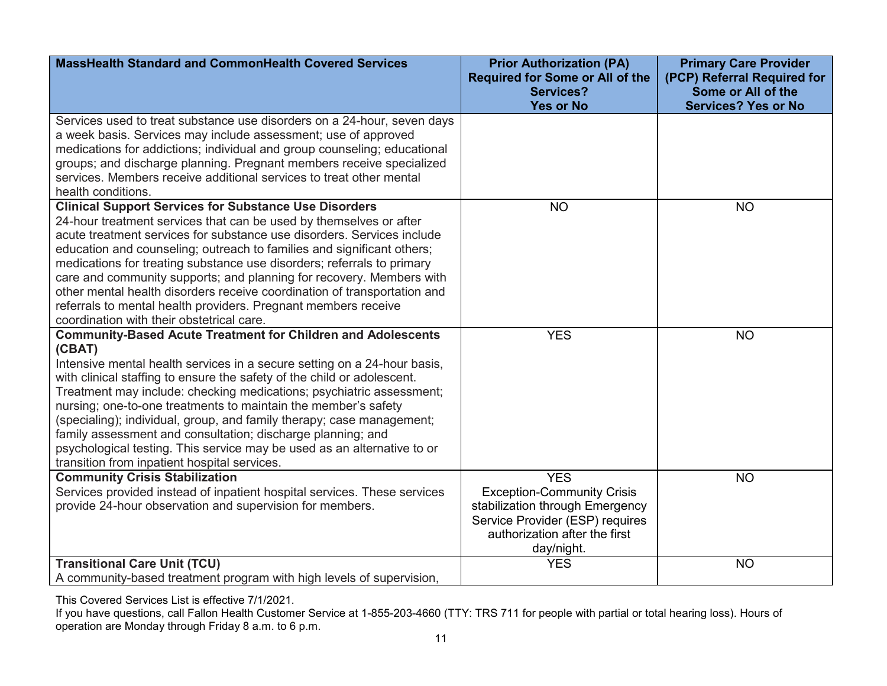| MassHealth Standard and CommonHealth Covered Services | Prior Authorization (PA) Required for Some or All of the Services? Yes or No | Primary Care Provider (PCP) Referral Required for Some or All of the Services? Yes or No |
|---|---|---|
| Services used to treat substance use disorders on a 24-hour, seven days a week basis. Services may include assessment; use of approved medications for addictions; individual and group counseling; educational groups; and discharge planning. Pregnant members receive specialized services. Members receive additional services to treat other mental health conditions. | | |
| **Clinical Support Services for Substance Use Disorders** 24-hour treatment services that can be used by themselves or after acute treatment services for substance use disorders. Services include education and counseling; outreach to families and significant others; medications for treating substance use disorders; referrals to primary care and community supports; and planning for recovery. Members with other mental health disorders receive coordination of transportation and referrals to mental health providers. Pregnant members receive coordination with their obstetrical care. | NO | NO |
| **Community-Based Acute Treatment for Children and Adolescents (CBAT)** Intensive mental health services in a secure setting on a 24-hour basis, with clinical staffing to ensure the safety of the child or adolescent. Treatment may include: checking medications; psychiatric assessment; nursing; one-to-one treatments to maintain the member's safety (specialing); individual, group, and family therapy; case management; family assessment and consultation; discharge planning; and psychological testing. This service may be used as an alternative to or transition from inpatient hospital services. | YES | NO |
| **Community Crisis Stabilization** Services provided instead of inpatient hospital services. These services provide 24-hour observation and supervision for members. | YES Exception-Community Crisis stabilization through Emergency Service Provider (ESP) requires authorization after the first day/night. | NO |
| **Transitional Care Unit (TCU)** A community-based treatment program with high levels of supervision, | YES | NO |

This Covered Services List is effective 7/1/2021.

If you have questions, call Fallon Health Customer Service at 1-855-203-4660 (TTY: TRS 711 for people with partial or total hearing loss). Hours of operation are Monday through Friday 8 a.m. to 6 p.m.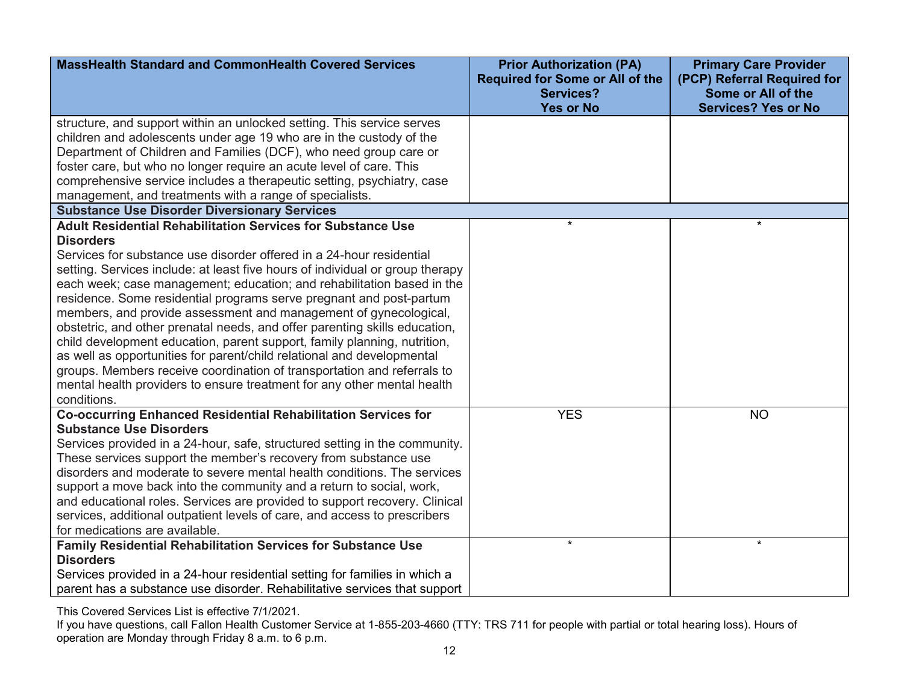| MassHealth Standard and CommonHealth Covered Services | Prior Authorization (PA) Required for Some or All of the Services? Yes or No | Primary Care Provider (PCP) Referral Required for Some or All of the Services? Yes or No |
|---|---|---|
| structure, and support within an unlocked setting. This service serves children and adolescents under age 19 who are in the custody of the Department of Children and Families (DCF), who need group care or foster care, but who no longer require an acute level of care. This comprehensive service includes a therapeutic setting, psychiatry, case management, and treatments with a range of specialists. | | |
| **Substance Use Disorder Diversionary Services** | | |
| **Adult Residential Rehabilitation Services for Substance Use Disorders** Services for substance use disorder offered in a 24-hour residential setting. Services include: at least five hours of individual or group therapy each week; case management; education; and rehabilitation based in the residence. Some residential programs serve pregnant and post-partum members, and provide assessment and management of gynecological, obstetric, and other prenatal needs, and offer parenting skills education, child development education, parent support, family planning, nutrition, as well as opportunities for parent/child relational and developmental groups. Members receive coordination of transportation and referrals to mental health providers to ensure treatment for any other mental health conditions. | * | * |
| **Co-occurring Enhanced Residential Rehabilitation Services for Substance Use Disorders** Services provided in a 24-hour, safe, structured setting in the community. These services support the member's recovery from substance use disorders and moderate to severe mental health conditions. The services support a move back into the community and a return to social, work, and educational roles. Services are provided to support recovery. Clinical services, additional outpatient levels of care, and access to prescribers for medications are available. | YES | NO |
| **Family Residential Rehabilitation Services for Substance Use Disorders** Services provided in a 24-hour residential setting for families in which a parent has a substance use disorder. Rehabilitative services that support | * | * |

This Covered Services List is effective 7/1/2021.

If you have questions, call Fallon Health Customer Service at 1-855-203-4660 (TTY: TRS 711 for people with partial or total hearing loss). Hours of operation are Monday through Friday 8 a.m. to 6 p.m.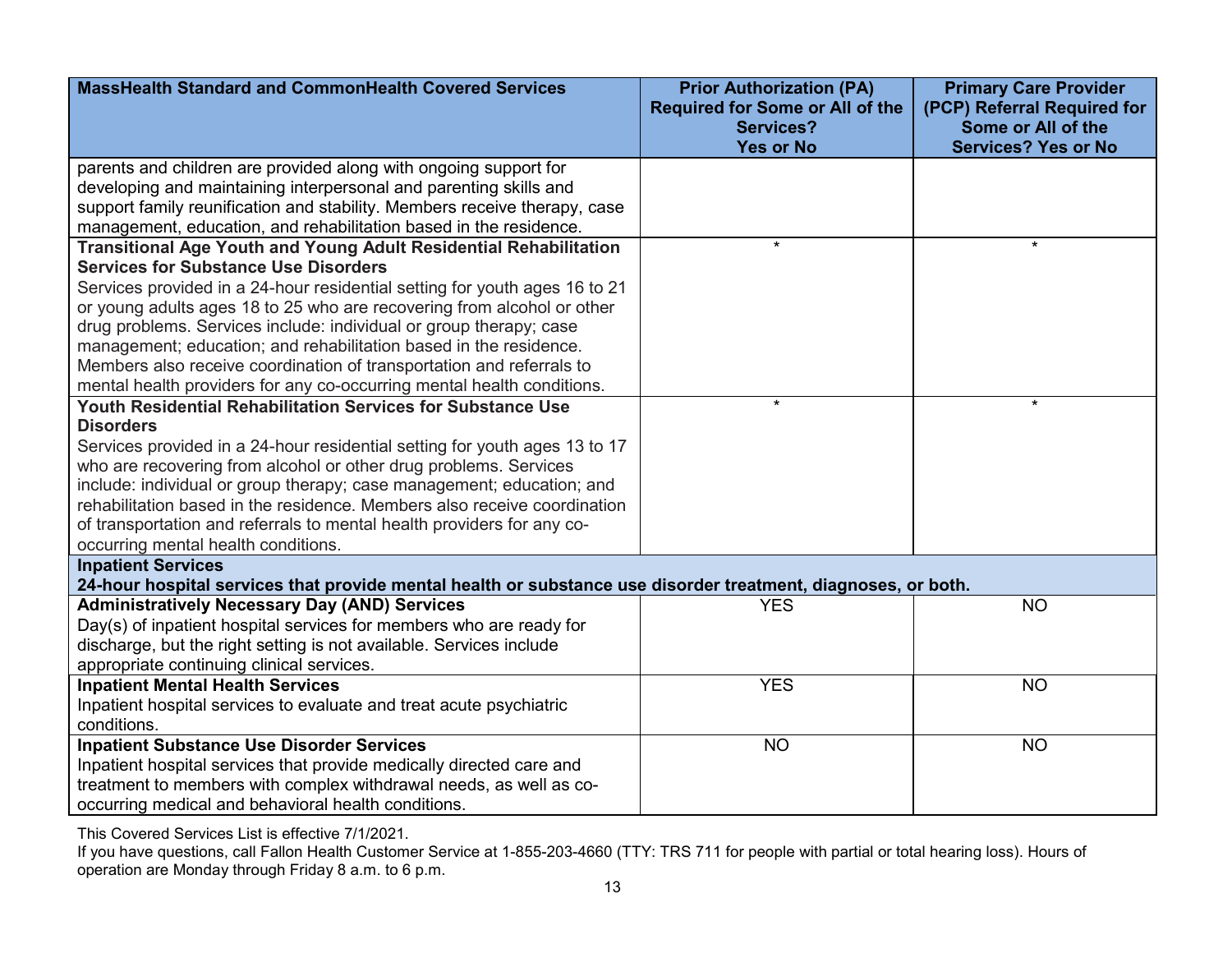| MassHealth Standard and CommonHealth Covered Services | Prior Authorization (PA) Required for Some or All of the Services? Yes or No | Primary Care Provider (PCP) Referral Required for Some or All of the Services? Yes or No |
|---|---|---|
| parents and children are provided along with ongoing support for developing and maintaining interpersonal and parenting skills and support family reunification and stability. Members receive therapy, case management, education, and rehabilitation based in the residence. | | |
| **Transitional Age Youth and Young Adult Residential Rehabilitation Services for Substance Use Disorders** Services provided in a 24-hour residential setting for youth ages 16 to 21 or young adults ages 18 to 25 who are recovering from alcohol or other drug problems. Services include: individual or group therapy; case management; education; and rehabilitation based in the residence. Members also receive coordination of transportation and referrals to mental health providers for any co-occurring mental health conditions. | * | * |
| **Youth Residential Rehabilitation Services for Substance Use Disorders** Services provided in a 24-hour residential setting for youth ages 13 to 17 who are recovering from alcohol or other drug problems. Services include: individual or group therapy; case management; education; and rehabilitation based in the residence. Members also receive coordination of transportation and referrals to mental health providers for any co-occurring mental health conditions. | * | * |
| **Inpatient Services** **24-hour hospital services that provide mental health or substance use disorder treatment, diagnoses, or both.** | | |
| **Administratively Necessary Day (AND) Services** Day(s) of inpatient hospital services for members who are ready for discharge, but the right setting is not available. Services include appropriate continuing clinical services. | YES | NO |
| **Inpatient Mental Health Services** Inpatient hospital services to evaluate and treat acute psychiatric conditions. | YES | NO |
| **Inpatient Substance Use Disorder Services** Inpatient hospital services that provide medically directed care and treatment to members with complex withdrawal needs, as well as co-occurring medical and behavioral health conditions. | NO | NO |

This Covered Services List is effective 7/1/2021.

If you have questions, call Fallon Health Customer Service at 1-855-203-4660 (TTY: TRS 711 for people with partial or total hearing loss). Hours of operation are Monday through Friday 8 a.m. to 6 p.m.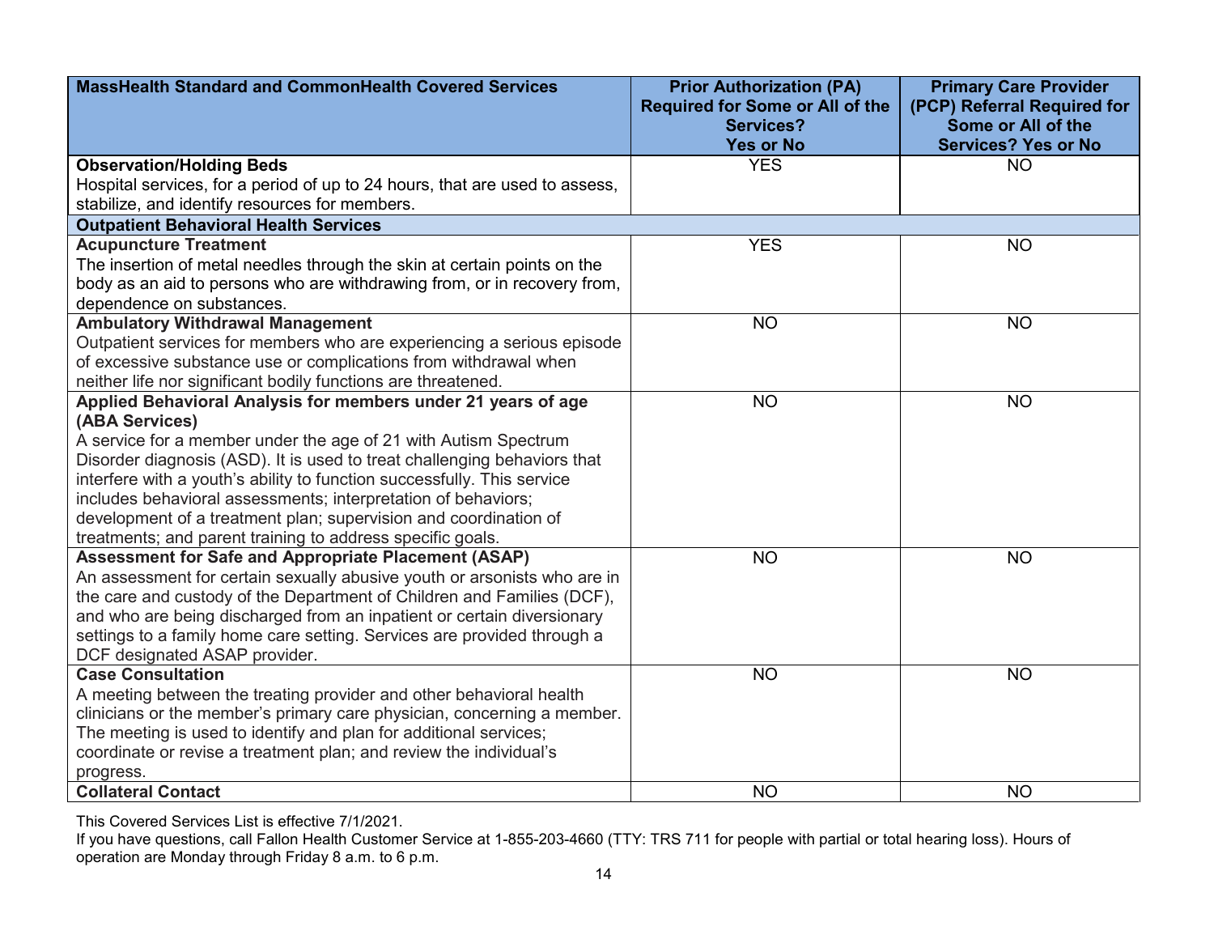| MassHealth Standard and CommonHealth Covered Services | Prior Authorization (PA) Required for Some or All of the Services? Yes or No | Primary Care Provider (PCP) Referral Required for Some or All of the Services? Yes or No |
|---|---|---|
| **Observation/Holding Beds**<br>Hospital services, for a period of up to 24 hours, that are used to assess, stabilize, and identify resources for members. | YES | NO |
| **Outpatient Behavioral Health Services** | | |
| **Acupuncture Treatment**<br>The insertion of metal needles through the skin at certain points on the body as an aid to persons who are withdrawing from, or in recovery from, dependence on substances. | YES | NO |
| **Ambulatory Withdrawal Management**<br>Outpatient services for members who are experiencing a serious episode of excessive substance use or complications from withdrawal when neither life nor significant bodily functions are threatened. | NO | NO |
| **Applied Behavioral Analysis for members under 21 years of age (ABA Services)**<br>A service for a member under the age of 21 with Autism Spectrum Disorder diagnosis (ASD). It is used to treat challenging behaviors that interfere with a youth's ability to function successfully. This service includes behavioral assessments; interpretation of behaviors; development of a treatment plan; supervision and coordination of treatments; and parent training to address specific goals. | NO | NO |
| **Assessment for Safe and Appropriate Placement (ASAP)**<br>An assessment for certain sexually abusive youth or arsonists who are in the care and custody of the Department of Children and Families (DCF), and who are being discharged from an inpatient or certain diversionary settings to a family home care setting. Services are provided through a DCF designated ASAP provider. | NO | NO |
| **Case Consultation**<br>A meeting between the treating provider and other behavioral health clinicians or the member's primary care physician, concerning a member. The meeting is used to identify and plan for additional services; coordinate or revise a treatment plan; and review the individual's progress. | NO | NO |
| **Collateral Contact** | NO | NO |

This Covered Services List is effective 7/1/2021.
If you have questions, call Fallon Health Customer Service at 1-855-203-4660 (TTY: TRS 711 for people with partial or total hearing loss). Hours of operation are Monday through Friday 8 a.m. to 6 p.m.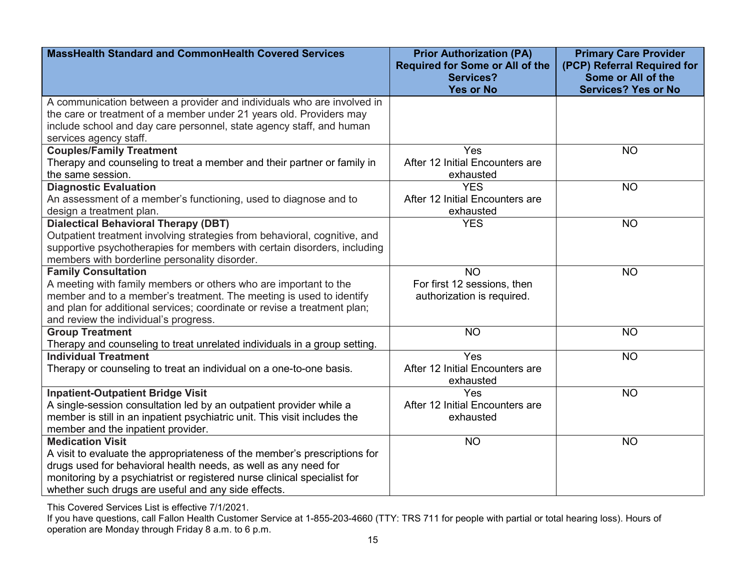| MassHealth Standard and CommonHealth Covered Services | Prior Authorization (PA) Required for Some or All of the Services? Yes or No | Primary Care Provider (PCP) Referral Required for Some or All of the Services? Yes or No |
|---|---|---|
| A communication between a provider and individuals who are involved in the care or treatment of a member under 21 years old. Providers may include school and day care personnel, state agency staff, and human services agency staff. | | |
| **Couples/Family Treatment**<br>Therapy and counseling to treat a member and their partner or family in the same session. | Yes<br>After 12 Initial Encounters are exhausted | NO |
| **Diagnostic Evaluation**<br>An assessment of a member's functioning, used to diagnose and to design a treatment plan. | YES<br>After 12 Initial Encounters are exhausted | NO |
| **Dialectical Behavioral Therapy (DBT)**<br>Outpatient treatment involving strategies from behavioral, cognitive, and supportive psychotherapies for members with certain disorders, including members with borderline personality disorder. | YES | NO |
| **Family Consultation**<br>A meeting with family members or others who are important to the member and to a member's treatment. The meeting is used to identify and plan for additional services; coordinate or revise a treatment plan; and review the individual's progress. | NO<br>For first 12 sessions, then authorization is required. | NO |
| **Group Treatment**<br>Therapy and counseling to treat unrelated individuals in a group setting. | NO | NO |
| **Individual Treatment**<br>Therapy or counseling to treat an individual on a one-to-one basis. | Yes<br>After 12 Initial Encounters are exhausted | NO |
| **Inpatient-Outpatient Bridge Visit**<br>A single-session consultation led by an outpatient provider while a member is still in an inpatient psychiatric unit. This visit includes the member and the inpatient provider. | Yes<br>After 12 Initial Encounters are exhausted | NO |
| **Medication Visit**<br>A visit to evaluate the appropriateness of the member's prescriptions for drugs used for behavioral health needs, as well as any need for monitoring by a psychiatrist or registered nurse clinical specialist for whether such drugs are useful and any side effects. | NO | NO |

This Covered Services List is effective 7/1/2021.

If you have questions, call Fallon Health Customer Service at 1-855-203-4660 (TTY: TRS 711 for people with partial or total hearing loss). Hours of operation are Monday through Friday 8 a.m. to 6 p.m.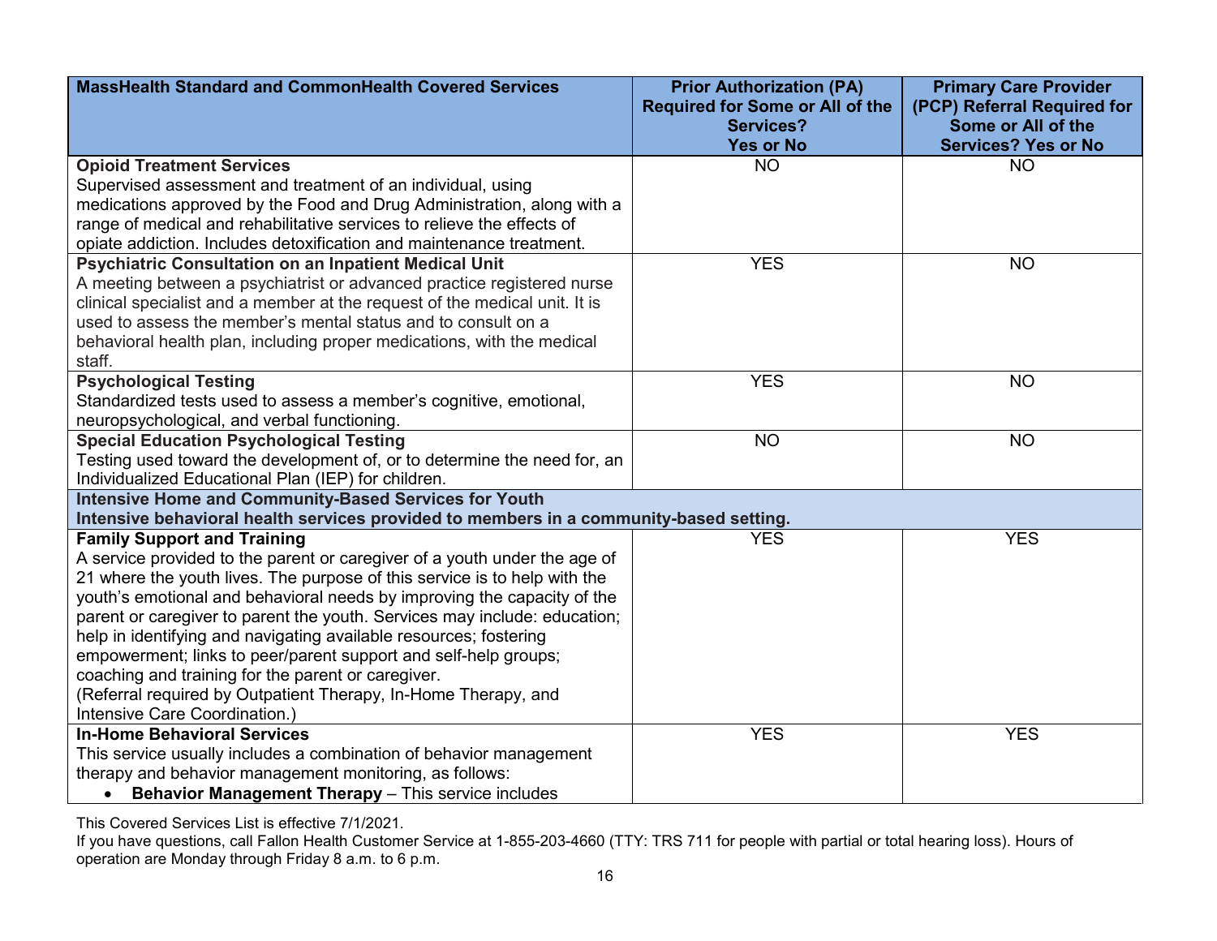| MassHealth Standard and CommonHealth Covered Services | Prior Authorization (PA) Required for Some or All of the Services? Yes or No | Primary Care Provider (PCP) Referral Required for Some or All of the Services? Yes or No |
|---|---|---|
| **Opioid Treatment Services**<br>Supervised assessment and treatment of an individual, using medications approved by the Food and Drug Administration, along with a range of medical and rehabilitative services to relieve the effects of opiate addiction. Includes detoxification and maintenance treatment. | NO | NO |
| **Psychiatric Consultation on an Inpatient Medical Unit**<br>A meeting between a psychiatrist or advanced practice registered nurse clinical specialist and a member at the request of the medical unit. It is used to assess the member's mental status and to consult on a behavioral health plan, including proper medications, with the medical staff. | YES | NO |
| **Psychological Testing**<br>Standardized tests used to assess a member's cognitive, emotional, neuropsychological, and verbal functioning. | YES | NO |
| **Special Education Psychological Testing**<br>Testing used toward the development of, or to determine the need for, an Individualized Educational Plan (IEP) for children. | NO | NO |
| **Intensive Home and Community-Based Services for Youth**<br>**Intensive behavioral health services provided to members in a community-based setting.** | | |
| **Family Support and Training**<br>A service provided to the parent or caregiver of a youth under the age of 21 where the youth lives. The purpose of this service is to help with the youth's emotional and behavioral needs by improving the capacity of the parent or caregiver to parent the youth. Services may include: education; help in identifying and navigating available resources; fostering empowerment; links to peer/parent support and self-help groups; coaching and training for the parent or caregiver.<br>(Referral required by Outpatient Therapy, In-Home Therapy, and Intensive Care Coordination.) | YES | YES |
| **In-Home Behavioral Services**<br>This service usually includes a combination of behavior management therapy and behavior management monitoring, as follows:<br>• **Behavior Management Therapy** – This service includes | YES | YES |

This Covered Services List is effective 7/1/2021.

If you have questions, call Fallon Health Customer Service at 1-855-203-4660 (TTY: TRS 711 for people with partial or total hearing loss). Hours of operation are Monday through Friday 8 a.m. to 6 p.m.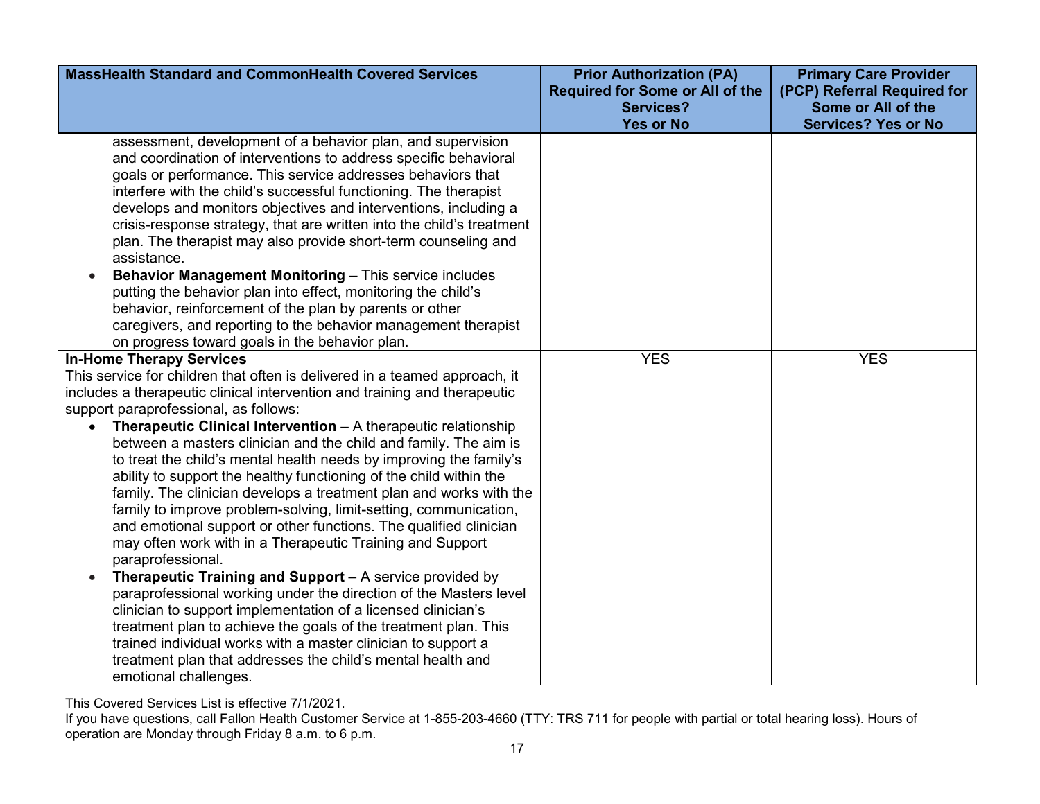| MassHealth Standard and CommonHealth Covered Services | Prior Authorization (PA) Required for Some or All of the Services? Yes or No | Primary Care Provider (PCP) Referral Required for Some or All of the Services? Yes or No |
|---|---|---|
| assessment, development of a behavior plan, and supervision and coordination of interventions to address specific behavioral goals or performance. This service addresses behaviors that interfere with the child's successful functioning. The therapist develops and monitors objectives and interventions, including a crisis-response strategy, that are written into the child's treatment plan. The therapist may also provide short-term counseling and assistance.<br>• **Behavior Management Monitoring** – This service includes putting the behavior plan into effect, monitoring the child's behavior, reinforcement of the plan by parents or other caregivers, and reporting to the behavior management therapist on progress toward goals in the behavior plan. | | |
| **In-Home Therapy Services**<br>This service for children that often is delivered in a teamed approach, it includes a therapeutic clinical intervention and training and therapeutic support paraprofessional, as follows:<br>• **Therapeutic Clinical Intervention** – A therapeutic relationship between a masters clinician and the child and family. The aim is to treat the child's mental health needs by improving the family's ability to support the healthy functioning of the child within the family. The clinician develops a treatment plan and works with the family to improve problem-solving, limit-setting, communication, and emotional support or other functions. The qualified clinician may often work with in a Therapeutic Training and Support paraprofessional.<br>• **Therapeutic Training and Support** – A service provided by paraprofessional working under the direction of the Masters level clinician to support implementation of a licensed clinician's treatment plan to achieve the goals of the treatment plan. This trained individual works with a master clinician to support a treatment plan that addresses the child's mental health and emotional challenges. | YES | YES |

This Covered Services List is effective 7/1/2021.

If you have questions, call Fallon Health Customer Service at 1-855-203-4660 (TTY: TRS 711 for people with partial or total hearing loss). Hours of operation are Monday through Friday 8 a.m. to 6 p.m.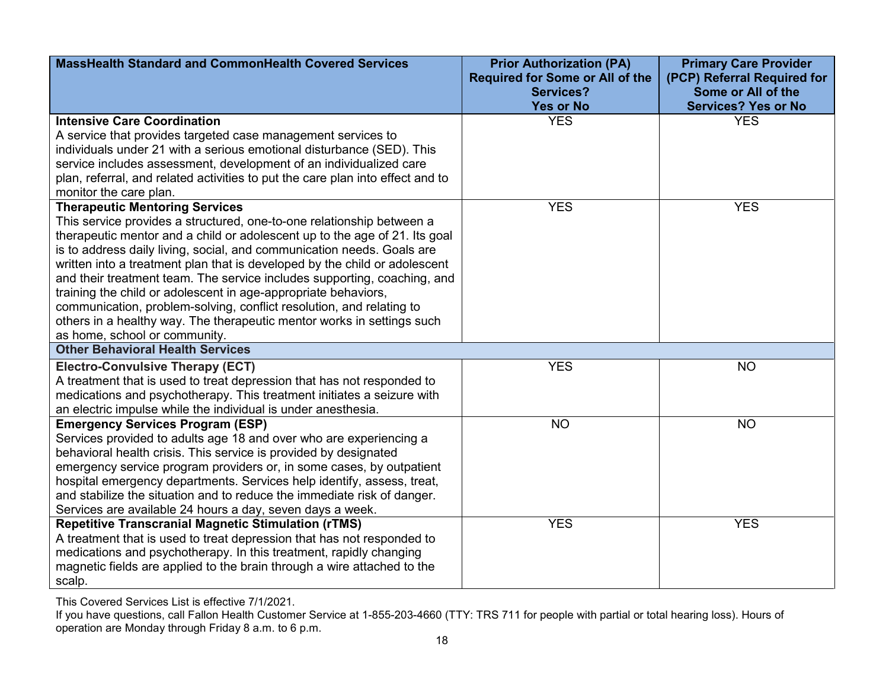| MassHealth Standard and CommonHealth Covered Services | Prior Authorization (PA) Required for Some or All of the Services? Yes or No | Primary Care Provider (PCP) Referral Required for Some or All of the Services? Yes or No |
|---|---|---|
| **Intensive Care Coordination**<br>A service that provides targeted case management services to individuals under 21 with a serious emotional disturbance (SED). This service includes assessment, development of an individualized care plan, referral, and related activities to put the care plan into effect and to monitor the care plan. | YES | YES |
| **Therapeutic Mentoring Services**<br>This service provides a structured, one-to-one relationship between a therapeutic mentor and a child or adolescent up to the age of 21. Its goal is to address daily living, social, and communication needs. Goals are written into a treatment plan that is developed by the child or adolescent and their treatment team. The service includes supporting, coaching, and training the child or adolescent in age-appropriate behaviors, communication, problem-solving, conflict resolution, and relating to others in a healthy way. The therapeutic mentor works in settings such as home, school or community. | YES | YES |
| **Other Behavioral Health Services** | | |
| **Electro-Convulsive Therapy (ECT)**<br>A treatment that is used to treat depression that has not responded to medications and psychotherapy. This treatment initiates a seizure with an electric impulse while the individual is under anesthesia. | YES | NO |
| **Emergency Services Program (ESP)**<br>Services provided to adults age 18 and over who are experiencing a behavioral health crisis. This service is provided by designated emergency service program providers or, in some cases, by outpatient hospital emergency departments. Services help identify, assess, treat, and stabilize the situation and to reduce the immediate risk of danger. Services are available 24 hours a day, seven days a week. | NO | NO |
| **Repetitive Transcranial Magnetic Stimulation (rTMS)**<br>A treatment that is used to treat depression that has not responded to medications and psychotherapy. In this treatment, rapidly changing magnetic fields are applied to the brain through a wire attached to the scalp. | YES | YES |

This Covered Services List is effective 7/1/2021.

If you have questions, call Fallon Health Customer Service at 1-855-203-4660 (TTY: TRS 711 for people with partial or total hearing loss). Hours of operation are Monday through Friday 8 a.m. to 6 p.m.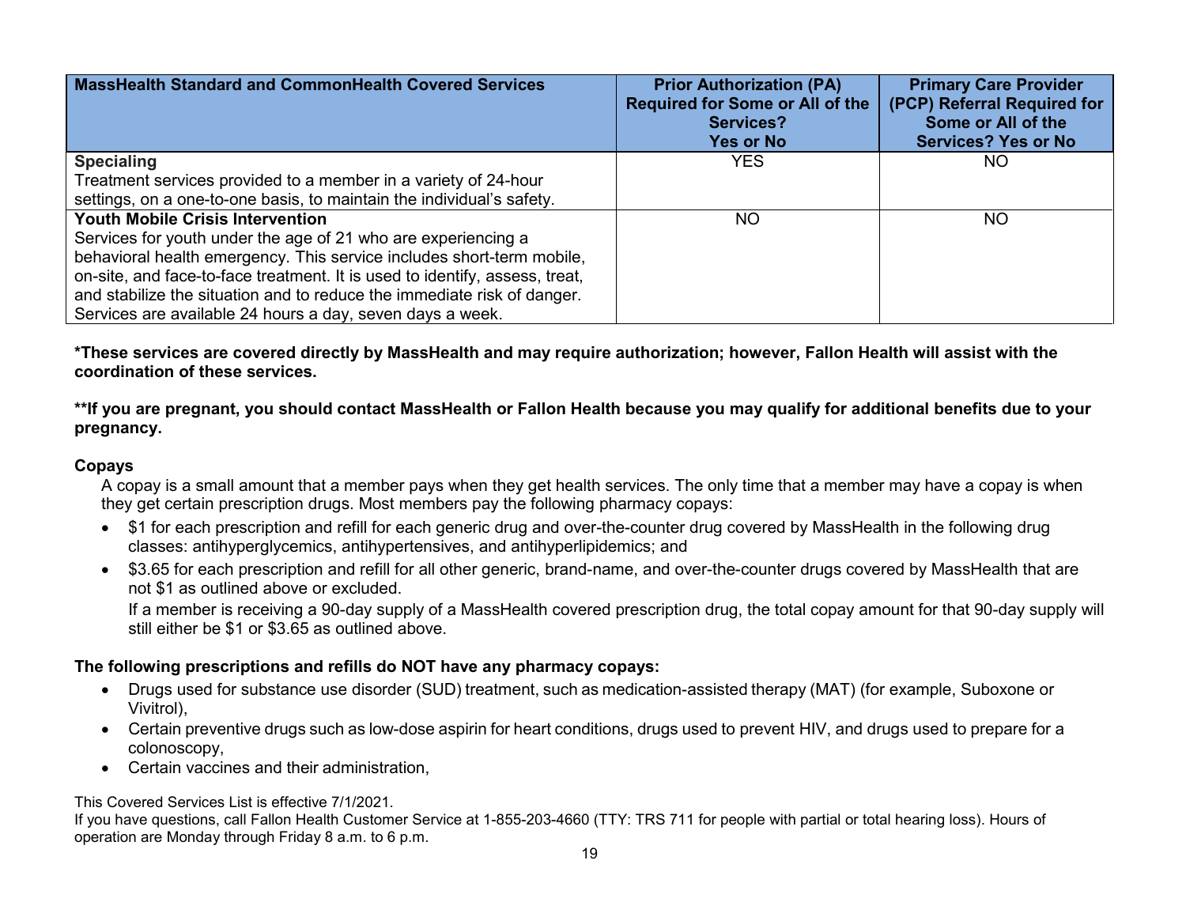| MassHealth Standard and CommonHealth Covered Services | Prior Authorization (PA) Required for Some or All of the Services? Yes or No | Primary Care Provider (PCP) Referral Required for Some or All of the Services? Yes or No |
|---|---|---|
| **Specialing**<br>Treatment services provided to a member in a variety of 24-hour settings, on a one-to-one basis, to maintain the individual's safety. | YES | NO |
| **Youth Mobile Crisis Intervention**<br>Services for youth under the age of 21 who are experiencing a behavioral health emergency. This service includes short-term mobile, on-site, and face-to-face treatment. It is used to identify, assess, treat, and stabilize the situation and to reduce the immediate risk of danger. Services are available 24 hours a day, seven days a week. | NO | NO |

**\*These services are covered directly by MassHealth and may require authorization; however, Fallon Health will assist with the coordination of these services.**

**\*\*If you are pregnant, you should contact MassHealth or Fallon Health because you may qualify for additional benefits due to your pregnancy.**

**Copays**

A copay is a small amount that a member pays when they get health services. The only time that a member may have a copay is when they get certain prescription drugs. Most members pay the following pharmacy copays:

- $1 for each prescription and refill for each generic drug and over-the-counter drug covered by MassHealth in the following drug classes: antihyperglycemics, antihypertensives, and antihyperlipidemics; and
- $3.65 for each prescription and refill for all other generic, brand-name, and over-the-counter drugs covered by MassHealth that are not $1 as outlined above or excluded.

  If a member is receiving a 90-day supply of a MassHealth covered prescription drug, the total copay amount for that 90-day supply will still either be $1 or $3.65 as outlined above.

**The following prescriptions and refills do NOT have any pharmacy copays:**

- Drugs used for substance use disorder (SUD) treatment, such as medication-assisted therapy (MAT) (for example, Suboxone or Vivitrol),
- Certain preventive drugs such as low-dose aspirin for heart conditions, drugs used to prevent HIV, and drugs used to prepare for a colonoscopy,
- Certain vaccines and their administration,

This Covered Services List is effective 7/1/2021.
If you have questions, call Fallon Health Customer Service at 1-855-203-4660 (TTY: TRS 711 for people with partial or total hearing loss). Hours of operation are Monday through Friday 8 a.m. to 6 p.m.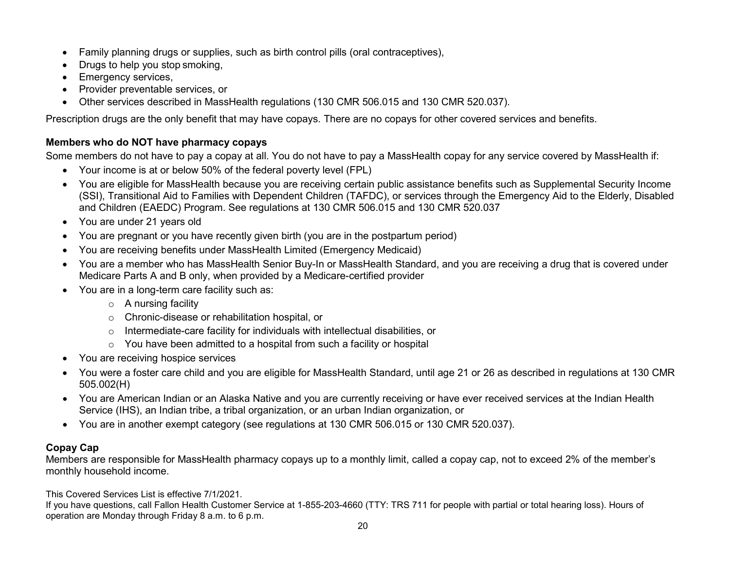- Family planning drugs or supplies, such as birth control pills (oral contraceptives),
- Drugs to help you stop smoking,
- Emergency services,
- Provider preventable services, or
- Other services described in MassHealth regulations (130 CMR 506.015 and 130 CMR 520.037).

Prescription drugs are the only benefit that may have copays. There are no copays for other covered services and benefits.

**Members who do NOT have pharmacy copays**

Some members do not have to pay a copay at all. You do not have to pay a MassHealth copay for any service covered by MassHealth if:

- Your income is at or below 50% of the federal poverty level (FPL)
- You are eligible for MassHealth because you are receiving certain public assistance benefits such as Supplemental Security Income (SSI), Transitional Aid to Families with Dependent Children (TAFDC), or services through the Emergency Aid to the Elderly, Disabled and Children (EAEDC) Program. See regulations at 130 CMR 506.015 and 130 CMR 520.037
- You are under 21 years old
- You are pregnant or you have recently given birth (you are in the postpartum period)
- You are receiving benefits under MassHealth Limited (Emergency Medicaid)
- You are a member who has MassHealth Senior Buy-In or MassHealth Standard, and you are receiving a drug that is covered under Medicare Parts A and B only, when provided by a Medicare-certified provider
- You are in a long-term care facility such as:
  - A nursing facility
  - Chronic-disease or rehabilitation hospital, or
  - Intermediate-care facility for individuals with intellectual disabilities, or
  - You have been admitted to a hospital from such a facility or hospital
- You are receiving hospice services
- You were a foster care child and you are eligible for MassHealth Standard, until age 21 or 26 as described in regulations at 130 CMR 505.002(H)
- You are American Indian or an Alaska Native and you are currently receiving or have ever received services at the Indian Health Service (IHS), an Indian tribe, a tribal organization, or an urban Indian organization, or
- You are in another exempt category (see regulations at 130 CMR 506.015 or 130 CMR 520.037).

**Copay Cap**

Members are responsible for MassHealth pharmacy copays up to a monthly limit, called a copay cap, not to exceed 2% of the member's monthly household income.

This Covered Services List is effective 7/1/2021.

If you have questions, call Fallon Health Customer Service at 1-855-203-4660 (TTY: TRS 711 for people with partial or total hearing loss). Hours of operation are Monday through Friday 8 a.m. to 6 p.m.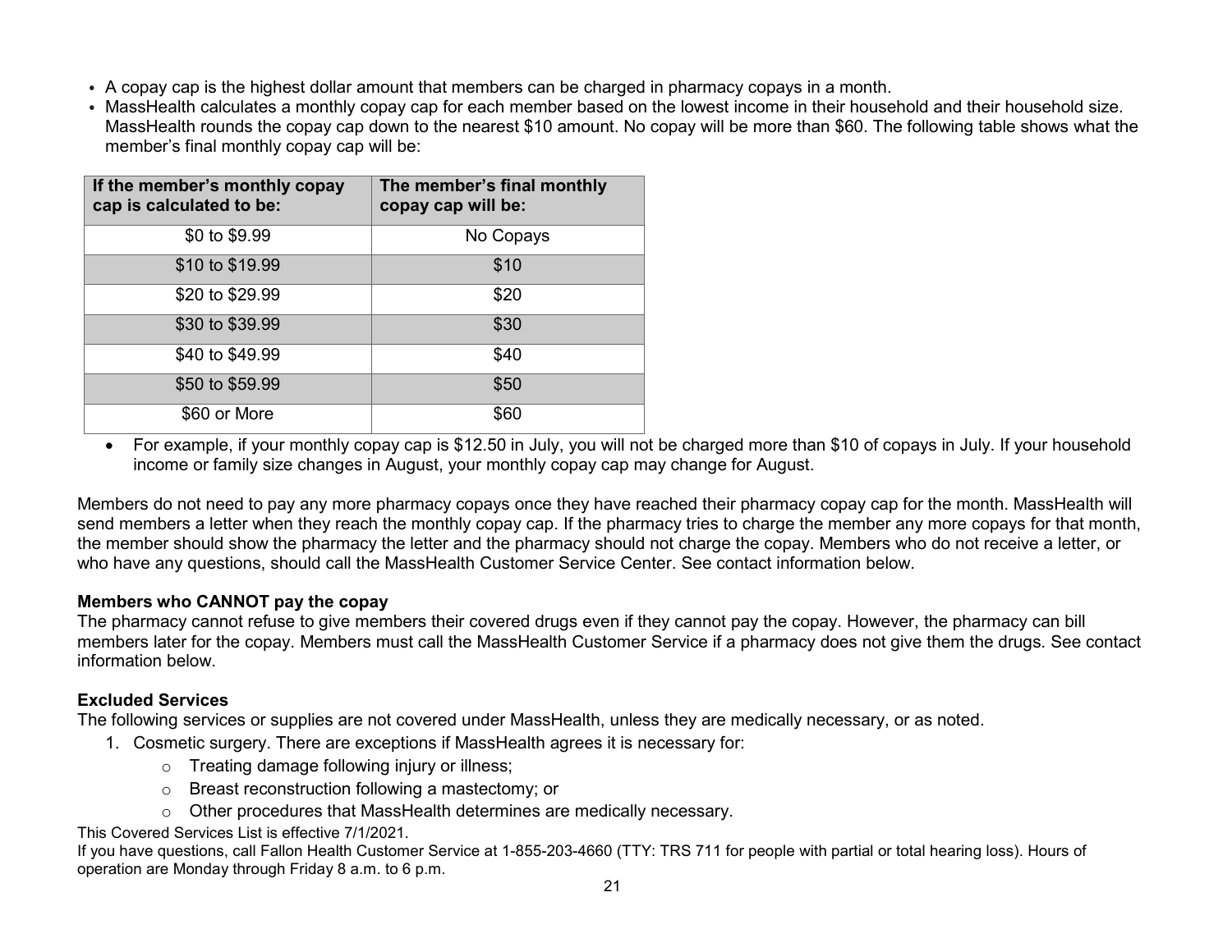- A copay cap is the highest dollar amount that members can be charged in pharmacy copays in a month.
- MassHealth calculates a monthly copay cap for each member based on the lowest income in their household and their household size. MassHealth rounds the copay cap down to the nearest $10 amount. No copay will be more than $60. The following table shows what the member's final monthly copay cap will be:

| If the member's monthly copay cap is calculated to be: | The member's final monthly copay cap will be: |
|---|---|
| $0 to $9.99 | No Copays |
| $10 to $19.99 | $10 |
| $20 to $29.99 | $20 |
| $30 to $39.99 | $30 |
| $40 to $49.99 | $40 |
| $50 to $59.99 | $50 |
| $60 or More | $60 |

- For example, if your monthly copay cap is $12.50 in July, you will not be charged more than $10 of copays in July. If your household income or family size changes in August, your monthly copay cap may change for August.

Members do not need to pay any more pharmacy copays once they have reached their pharmacy copay cap for the month. MassHealth will send members a letter when they reach the monthly copay cap. If the pharmacy tries to charge the member any more copays for that month, the member should show the pharmacy the letter and the pharmacy should not charge the copay. Members who do not receive a letter, or who have any questions, should call the MassHealth Customer Service Center. See contact information below.

**Members who CANNOT pay the copay**

The pharmacy cannot refuse to give members their covered drugs even if they cannot pay the copay. However, the pharmacy can bill members later for the copay. Members must call the MassHealth Customer Service if a pharmacy does not give them the drugs. See contact information below.

**Excluded Services**

The following services or supplies are not covered under MassHealth, unless they are medically necessary, or as noted.

1. Cosmetic surgery. There are exceptions if MassHealth agrees it is necessary for:
   - Treating damage following injury or illness;
   - Breast reconstruction following a mastectomy; or
   - Other procedures that MassHealth determines are medically necessary.

This Covered Services List is effective 7/1/2021.

If you have questions, call Fallon Health Customer Service at 1-855-203-4660 (TTY: TRS 711 for people with partial or total hearing loss). Hours of operation are Monday through Friday 8 a.m. to 6 p.m.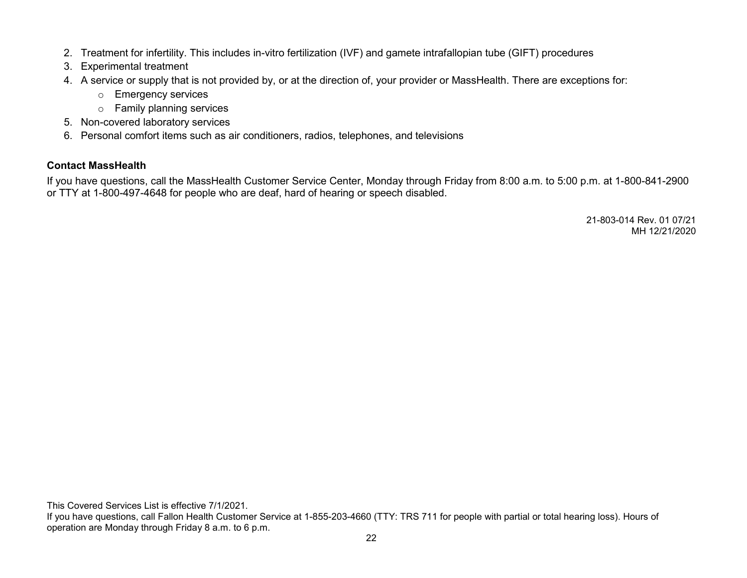2. Treatment for infertility. This includes in-vitro fertilization (IVF) and gamete intrafallopian tube (GIFT) procedures
3. Experimental treatment
4. A service or supply that is not provided by, or at the direction of, your provider or MassHealth. There are exceptions for:
   - Emergency services
   - Family planning services
5. Non-covered laboratory services
6. Personal comfort items such as air conditioners, radios, telephones, and televisions

**Contact MassHealth**

If you have questions, call the MassHealth Customer Service Center, Monday through Friday from 8:00 a.m. to 5:00 p.m. at 1-800-841-2900 or TTY at 1-800-497-4648 for people who are deaf, hard of hearing or speech disabled.

21-803-014 Rev. 01 07/21
MH 12/21/2020

This Covered Services List is effective 7/1/2021.
If you have questions, call Fallon Health Customer Service at 1-855-203-4660 (TTY: TRS 711 for people with partial or total hearing loss). Hours of operation are Monday through Friday 8 a.m. to 6 p.m.